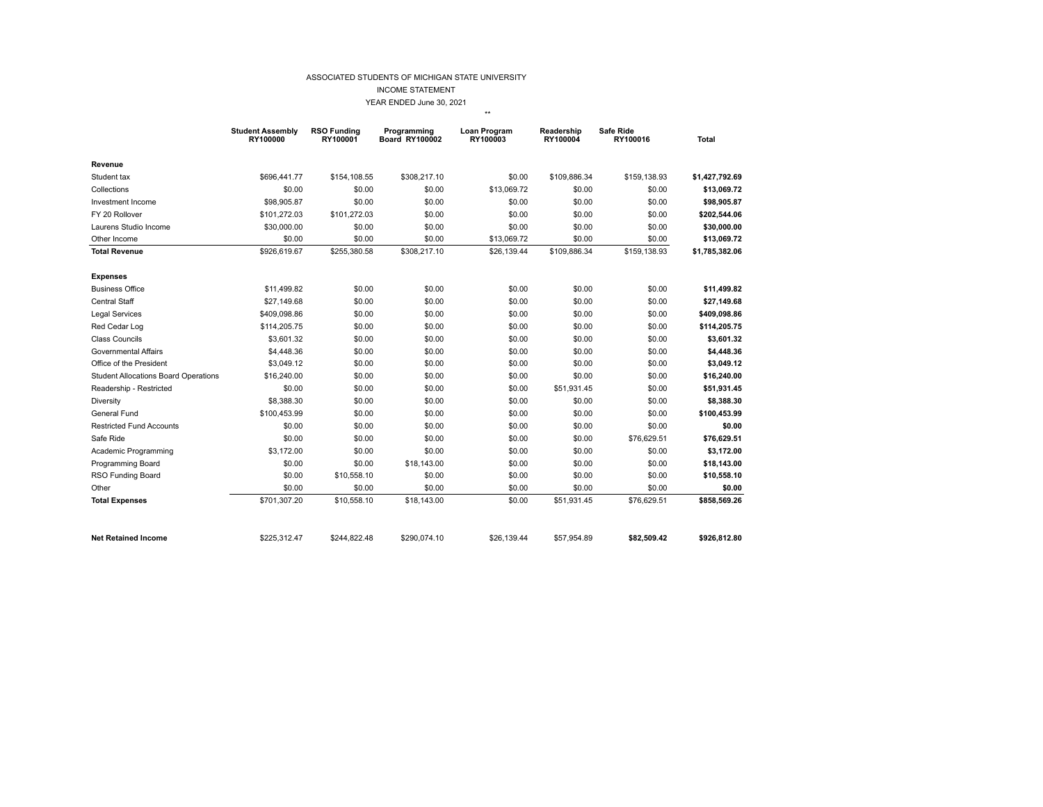ASSOCIATED STUDENTS OF MICHIGAN STATE UNIVERSITY

INCOME STATEMENT

YEAR ENDED June 30, 2021

**

| | Student Assembly RY100000 | RSO Funding RY100001 | Programming Board RY100002 | Loan Program RY100003 | Readership RY100004 | Safe Ride RY100016 | Total |
|---|---|---|---|---|---|---|---|
| **Revenue** | | | | | | | |
| Student tax | $696,441.77 | $154,108.55 | $308,217.10 | $0.00 | $109,886.34 | $159,138.93 | **$1,427,792.69** |
| Collections | $0.00 | $0.00 | $0.00 | $13,069.72 | $0.00 | $0.00 | **$13,069.72** |
| Investment Income | $98,905.87 | $0.00 | $0.00 | $0.00 | $0.00 | $0.00 | **$98,905.87** |
| FY 20 Rollover | $101,272.03 | $101,272.03 | $0.00 | $0.00 | $0.00 | $0.00 | **$202,544.06** |
| Laurens Studio Income | $30,000.00 | $0.00 | $0.00 | $0.00 | $0.00 | $0.00 | **$30,000.00** |
| Other Income | $0.00 | $0.00 | $0.00 | $13,069.72 | $0.00 | $0.00 | **$13,069.72** |
| **Total Revenue** | $926,619.67 | $255,380.58 | $308,217.10 | $26,139.44 | $109,886.34 | $159,138.93 | **$1,785,382.06** |
| | | | | | | | |
| **Expenses** | | | | | | | |
| Business Office | $11,499.82 | $0.00 | $0.00 | $0.00 | $0.00 | $0.00 | **$11,499.82** |
| Central Staff | $27,149.68 | $0.00 | $0.00 | $0.00 | $0.00 | $0.00 | **$27,149.68** |
| Legal Services | $409,098.86 | $0.00 | $0.00 | $0.00 | $0.00 | $0.00 | **$409,098.86** |
| Red Cedar Log | $114,205.75 | $0.00 | $0.00 | $0.00 | $0.00 | $0.00 | **$114,205.75** |
| Class Councils | $3,601.32 | $0.00 | $0.00 | $0.00 | $0.00 | $0.00 | **$3,601.32** |
| Governmental Affairs | $4,448.36 | $0.00 | $0.00 | $0.00 | $0.00 | $0.00 | **$4,448.36** |
| Office of the President | $3,049.12 | $0.00 | $0.00 | $0.00 | $0.00 | $0.00 | **$3,049.12** |
| Student Allocations Board Operations | $16,240.00 | $0.00 | $0.00 | $0.00 | $0.00 | $0.00 | **$16,240.00** |
| Readership - Restricted | $0.00 | $0.00 | $0.00 | $0.00 | $51,931.45 | $0.00 | **$51,931.45** |
| Diversity | $8,388.30 | $0.00 | $0.00 | $0.00 | $0.00 | $0.00 | **$8,388.30** |
| General Fund | $100,453.99 | $0.00 | $0.00 | $0.00 | $0.00 | $0.00 | **$100,453.99** |
| Restricted Fund Accounts | $0.00 | $0.00 | $0.00 | $0.00 | $0.00 | $0.00 | **$0.00** |
| Safe Ride | $0.00 | $0.00 | $0.00 | $0.00 | $0.00 | $76,629.51 | **$76,629.51** |
| Academic Programming | $3,172.00 | $0.00 | $0.00 | $0.00 | $0.00 | $0.00 | **$3,172.00** |
| Programming Board | $0.00 | $0.00 | $18,143.00 | $0.00 | $0.00 | $0.00 | **$18,143.00** |
| RSO Funding Board | $0.00 | $10,558.10 | $0.00 | $0.00 | $0.00 | $0.00 | **$10,558.10** |
| Other | $0.00 | $0.00 | $0.00 | $0.00 | $0.00 | $0.00 | **$0.00** |
| **Total Expenses** | $701,307.20 | $10,558.10 | $18,143.00 | $0.00 | $51,931.45 | $76,629.51 | **$858,569.26** |
| | | | | | | | |
| **Net Retained Income** | $225,312.47 | $244,822.48 | $290,074.10 | $26,139.44 | $57,954.89 | **$82,509.42** | **$926,812.80** |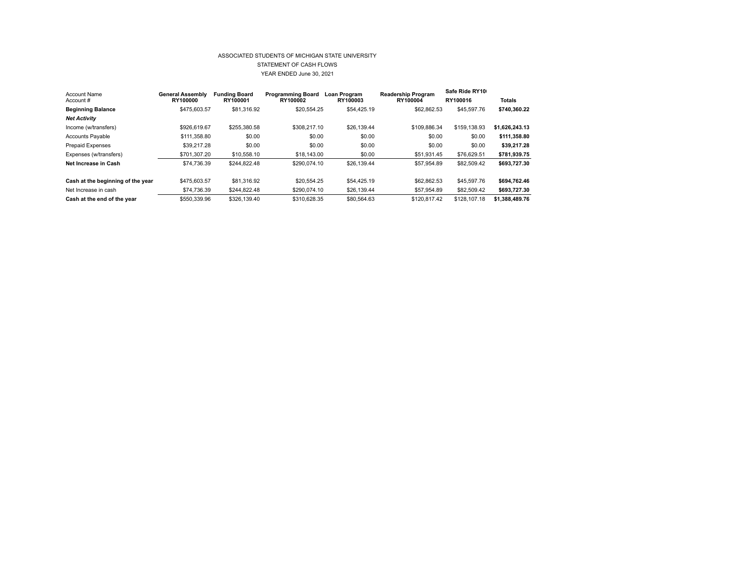ASSOCIATED STUDENTS OF MICHIGAN STATE UNIVERSITY

STATEMENT OF CASH FLOWS

YEAR ENDED June 30, 2021

| Account Name<br>Account # | General Assembly<br>RY100000 | Funding Board<br>RY100001 | Programming Board<br>RY100002 | Loan Program<br>RY100003 | Readership Program<br>RY100004 | Safe Ride RY10<br>RY100016 | Totals |
|---|---|---|---|---|---|---|---|
| **Beginning Balance** | $475,603.57 | $81,316.92 | $20,554.25 | $54,425.19 | $62,862.53 | $45,597.76 | **$740,360.22** |
| ***Net Activity*** | | | | | | | |
| Income (w/transfers) | $926,619.67 | $255,380.58 | $308,217.10 | $26,139.44 | $109,886.34 | $159,138.93 | **$1,626,243.13** |
| Accounts Payable | $111,358.80 | $0.00 | $0.00 | $0.00 | $0.00 | $0.00 | **$111,358.80** |
| Prepaid Expenses | $39,217.28 | $0.00 | $0.00 | $0.00 | $0.00 | $0.00 | **$39,217.28** |
| Expenses (w/transfers) | $701,307.20 | $10,558.10 | $18,143.00 | $0.00 | $51,931.45 | $76,629.51 | **$781,939.75** |
| **Net Increase in Cash** | $74,736.39 | $244,822.48 | $290,074.10 | $26,139.44 | $57,954.89 | $82,509.42 | **$693,727.30** |
| | | | | | | | |
| **Cash at the beginning of the year** | $475,603.57 | $81,316.92 | $20,554.25 | $54,425.19 | $62,862.53 | $45,597.76 | **$694,762.46** |
| Net Increase in cash | $74,736.39 | $244,822.48 | $290,074.10 | $26,139.44 | $57,954.89 | $82,509.42 | **$693,727.30** |
| **Cash at the end of the year** | $550,339.96 | $326,139.40 | $310,628.35 | $80,564.63 | $120,817.42 | $128,107.18 | **$1,388,489.76** |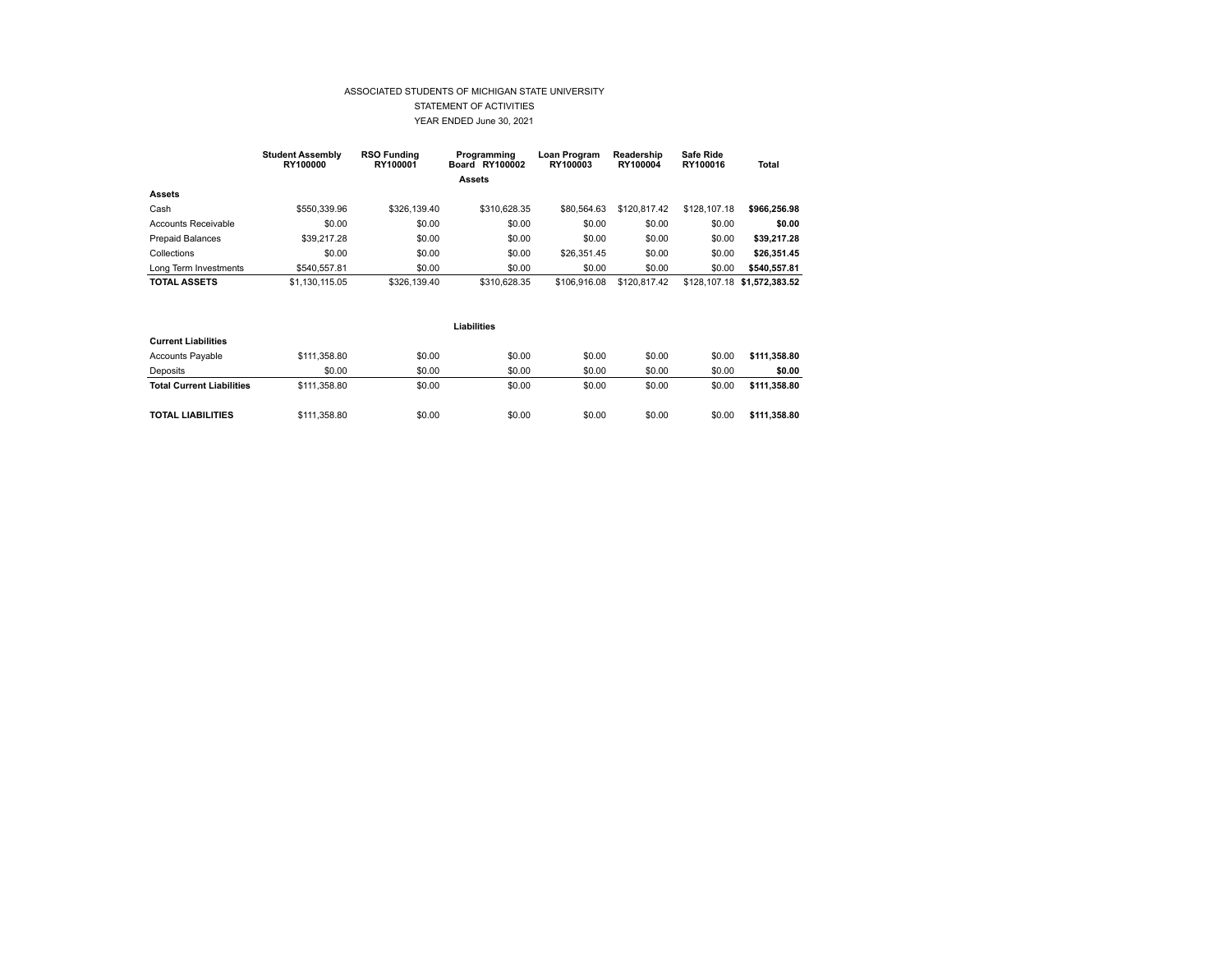ASSOCIATED STUDENTS OF MICHIGAN STATE UNIVERSITY

STATEMENT OF ACTIVITIES

YEAR ENDED June 30, 2021

| | Student Assembly RY100000 | RSO Funding RY100001 | Programming Board RY100002 | Loan Program RY100003 | Readership RY100004 | Safe Ride RY100016 | Total |
|---|---|---|---|---|---|---|---|
| | | | **Assets** | | | | |
| **Assets** | | | | | | | |
| Cash | $550,339.96 | $326,139.40 | $310,628.35 | $80,564.63 | $120,817.42 | $128,107.18 | **$966,256.98** |
| Accounts Receivable | $0.00 | $0.00 | $0.00 | $0.00 | $0.00 | $0.00 | **$0.00** |
| Prepaid Balances | $39,217.28 | $0.00 | $0.00 | $0.00 | $0.00 | $0.00 | **$39,217.28** |
| Collections | $0.00 | $0.00 | $0.00 | $26,351.45 | $0.00 | $0.00 | **$26,351.45** |
| Long Term Investments | $540,557.81 | $0.00 | $0.00 | $0.00 | $0.00 | $0.00 | **$540,557.81** |
| **TOTAL ASSETS** | $1,130,115.05 | $326,139.40 | $310,628.35 | $106,916.08 | $120,817.42 | $128,107.18 | **$1,572,383.52** |
| | | | **Liabilities** | | | | |
| **Current Liabilities** | | | | | | | |
| Accounts Payable | $111,358.80 | $0.00 | $0.00 | $0.00 | $0.00 | $0.00 | **$111,358.80** |
| Deposits | $0.00 | $0.00 | $0.00 | $0.00 | $0.00 | $0.00 | **$0.00** |
| **Total Current Liabilities** | $111,358.80 | $0.00 | $0.00 | $0.00 | $0.00 | $0.00 | **$111,358.80** |
| **TOTAL LIABILITIES** | $111,358.80 | $0.00 | $0.00 | $0.00 | $0.00 | $0.00 | **$111,358.80** |